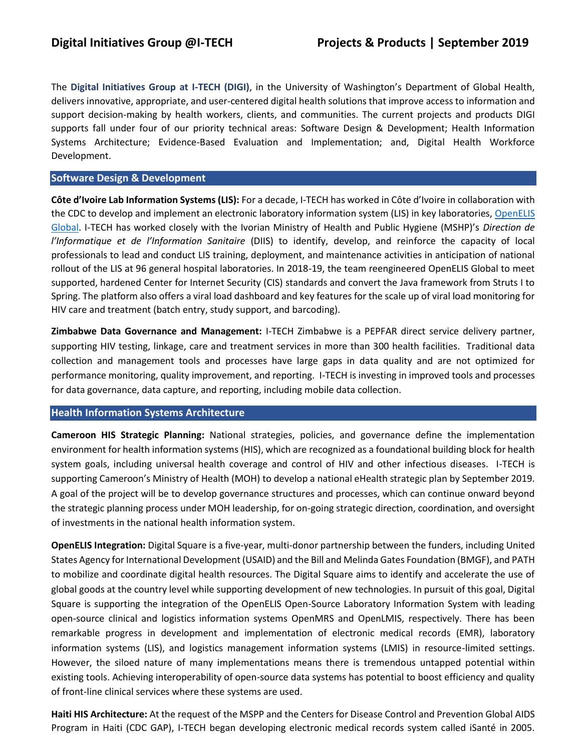# Digital Initiatives Group @I-TECH — Projects & Products | September 2019

The **Digital Initiatives Group at I-TECH (DIGI)**, in the University of Washington's Department of Global Health, delivers innovative, appropriate, and user-centered digital health solutions that improve access to information and support decision-making by health workers, clients, and communities. The current projects and products DIGI supports fall under four of our priority technical areas: Software Design & Development; Health Information Systems Architecture; Evidence-Based Evaluation and Implementation; and, Digital Health Workforce Development.

## Software Design & Development

**Côte d'Ivoire Lab Information Systems (LIS):** For a decade, I-TECH has worked in Côte d'Ivoire in collaboration with the CDC to develop and implement an electronic laboratory information system (LIS) in key laboratories, [OpenELIS Global](). I-TECH has worked closely with the Ivorian Ministry of Health and Public Hygiene (MSHP)'s *Direction de l'Informatique et de l'Information Sanitaire* (DIIS) to identify, develop, and reinforce the capacity of local professionals to lead and conduct LIS training, deployment, and maintenance activities in anticipation of national rollout of the LIS at 96 general hospital laboratories. In 2018-19, the team reengineered OpenELIS Global to meet supported, hardened Center for Internet Security (CIS) standards and convert the Java framework from Struts I to Spring. The platform also offers a viral load dashboard and key features for the scale up of viral load monitoring for HIV care and treatment (batch entry, study support, and barcoding).

**Zimbabwe Data Governance and Management:** I-TECH Zimbabwe is a PEPFAR direct service delivery partner, supporting HIV testing, linkage, care and treatment services in more than 300 health facilities. Traditional data collection and management tools and processes have large gaps in data quality and are not optimized for performance monitoring, quality improvement, and reporting. I-TECH is investing in improved tools and processes for data governance, data capture, and reporting, including mobile data collection.

## Health Information Systems Architecture

**Cameroon HIS Strategic Planning:** National strategies, policies, and governance define the implementation environment for health information systems (HIS), which are recognized as a foundational building block for health system goals, including universal health coverage and control of HIV and other infectious diseases. I-TECH is supporting Cameroon's Ministry of Health (MOH) to develop a national eHealth strategic plan by September 2019. A goal of the project will be to develop governance structures and processes, which can continue onward beyond the strategic planning process under MOH leadership, for on-going strategic direction, coordination, and oversight of investments in the national health information system.

**OpenELIS Integration:** Digital Square is a five-year, multi-donor partnership between the funders, including United States Agency for International Development (USAID) and the Bill and Melinda Gates Foundation (BMGF), and PATH to mobilize and coordinate digital health resources. The Digital Square aims to identify and accelerate the use of global goods at the country level while supporting development of new technologies. In pursuit of this goal, Digital Square is supporting the integration of the OpenELIS Open-Source Laboratory Information System with leading open-source clinical and logistics information systems OpenMRS and OpenLMIS, respectively. There has been remarkable progress in development and implementation of electronic medical records (EMR), laboratory information systems (LIS), and logistics management information systems (LMIS) in resource-limited settings. However, the siloed nature of many implementations means there is tremendous untapped potential within existing tools. Achieving interoperability of open-source data systems has potential to boost efficiency and quality of front-line clinical services where these systems are used.

**Haiti HIS Architecture:** At the request of the MSPP and the Centers for Disease Control and Prevention Global AIDS Program in Haiti (CDC GAP), I-TECH began developing electronic medical records system called iSanté in 2005.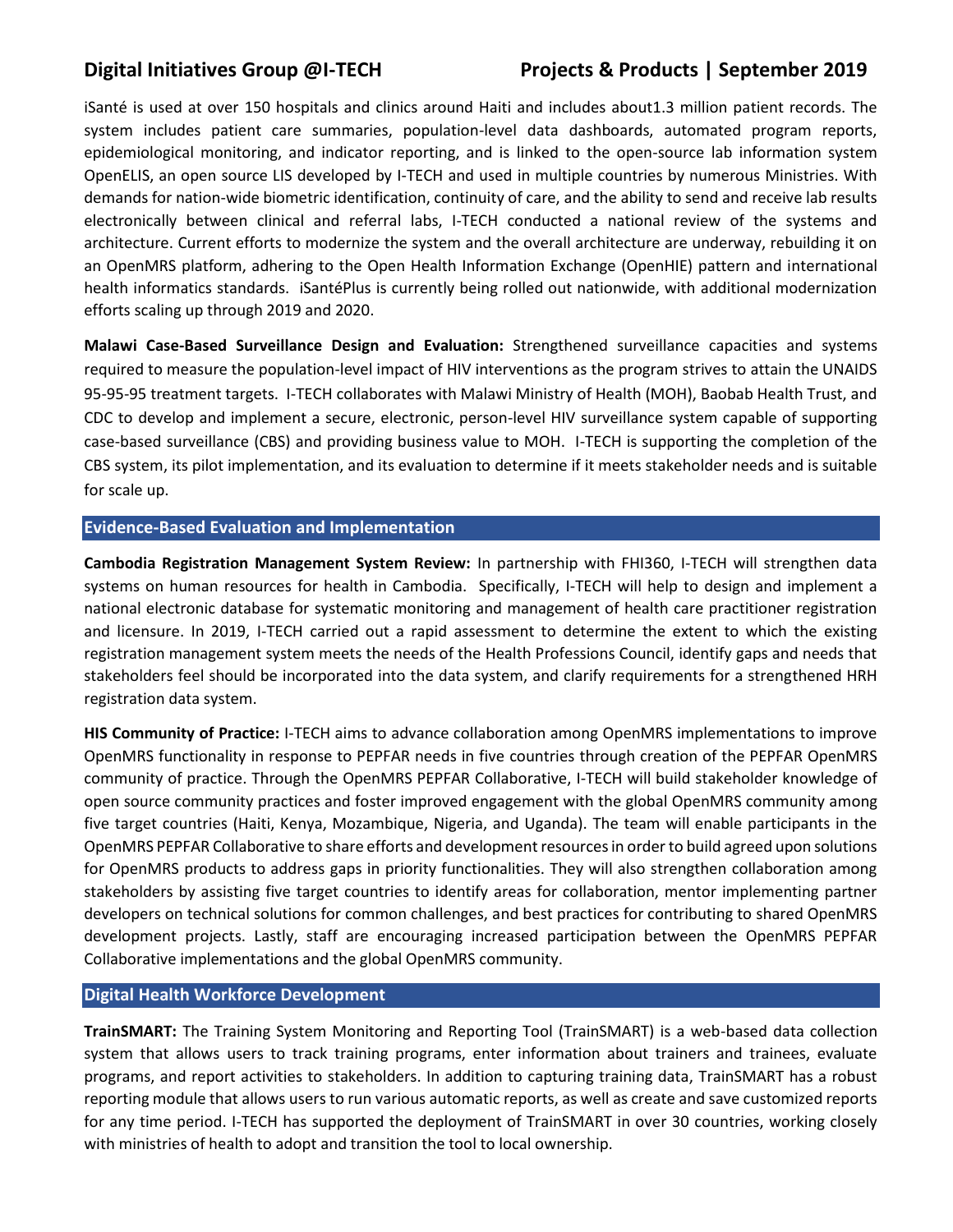iSanté is used at over 150 hospitals and clinics around Haiti and includes about1.3 million patient records. The system includes patient care summaries, population-level data dashboards, automated program reports, epidemiological monitoring, and indicator reporting, and is linked to the open-source lab information system OpenELIS, an open source LIS developed by I-TECH and used in multiple countries by numerous Ministries. With demands for nation-wide biometric identification, continuity of care, and the ability to send and receive lab results electronically between clinical and referral labs, I-TECH conducted a national review of the systems and architecture. Current efforts to modernize the system and the overall architecture are underway, rebuilding it on an OpenMRS platform, adhering to the Open Health Information Exchange (OpenHIE) pattern and international health informatics standards. iSantéPlus is currently being rolled out nationwide, with additional modernization efforts scaling up through 2019 and 2020.

**Malawi Case-Based Surveillance Design and Evaluation:** Strengthened surveillance capacities and systems required to measure the population-level impact of HIV interventions as the program strives to attain the UNAIDS 95-95-95 treatment targets. I-TECH collaborates with Malawi Ministry of Health (MOH), Baobab Health Trust, and CDC to develop and implement a secure, electronic, person-level HIV surveillance system capable of supporting case-based surveillance (CBS) and providing business value to MOH. I-TECH is supporting the completion of the CBS system, its pilot implementation, and its evaluation to determine if it meets stakeholder needs and is suitable for scale up.

## Evidence-Based Evaluation and Implementation

**Cambodia Registration Management System Review:** In partnership with FHI360, I-TECH will strengthen data systems on human resources for health in Cambodia. Specifically, I-TECH will help to design and implement a national electronic database for systematic monitoring and management of health care practitioner registration and licensure. In 2019, I-TECH carried out a rapid assessment to determine the extent to which the existing registration management system meets the needs of the Health Professions Council, identify gaps and needs that stakeholders feel should be incorporated into the data system, and clarify requirements for a strengthened HRH registration data system.

**HIS Community of Practice:** I-TECH aims to advance collaboration among OpenMRS implementations to improve OpenMRS functionality in response to PEPFAR needs in five countries through creation of the PEPFAR OpenMRS community of practice. Through the OpenMRS PEPFAR Collaborative, I-TECH will build stakeholder knowledge of open source community practices and foster improved engagement with the global OpenMRS community among five target countries (Haiti, Kenya, Mozambique, Nigeria, and Uganda). The team will enable participants in the OpenMRS PEPFAR Collaborative to share efforts and development resources in order to build agreed upon solutions for OpenMRS products to address gaps in priority functionalities. They will also strengthen collaboration among stakeholders by assisting five target countries to identify areas for collaboration, mentor implementing partner developers on technical solutions for common challenges, and best practices for contributing to shared OpenMRS development projects. Lastly, staff are encouraging increased participation between the OpenMRS PEPFAR Collaborative implementations and the global OpenMRS community.

## Digital Health Workforce Development

**TrainSMART:** The Training System Monitoring and Reporting Tool (TrainSMART) is a web-based data collection system that allows users to track training programs, enter information about trainers and trainees, evaluate programs, and report activities to stakeholders. In addition to capturing training data, TrainSMART has a robust reporting module that allows users to run various automatic reports, as well as create and save customized reports for any time period. I-TECH has supported the deployment of TrainSMART in over 30 countries, working closely with ministries of health to adopt and transition the tool to local ownership.